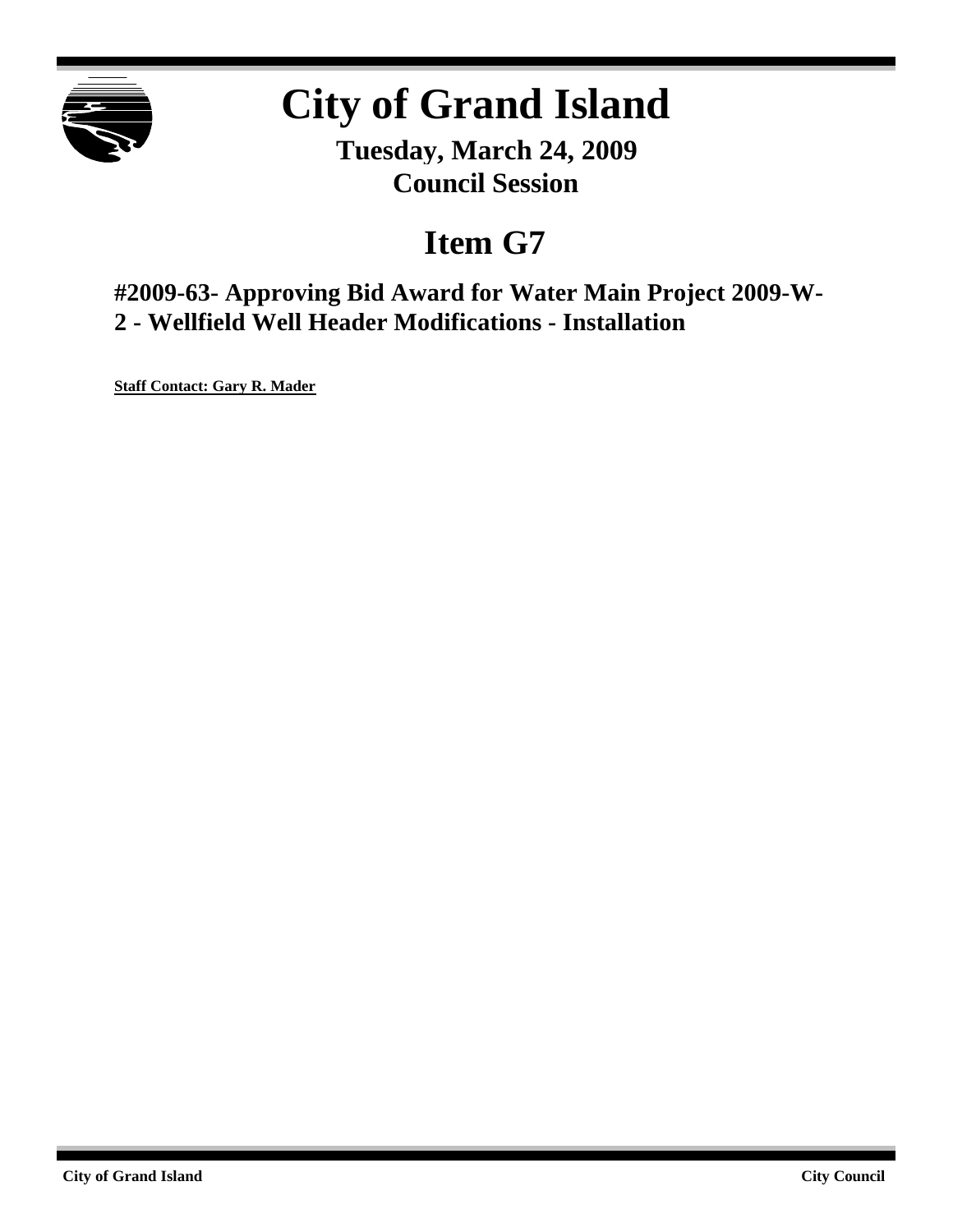# City of Grand Island

**Tuesday, March 24, 2009**
**Council Session**

## Item G7

### #2009-63- Approving Bid Award for Water Main Project 2009-W-2 - Wellfield Well Header Modifications - Installation

**Staff Contact: Gary R. Mader**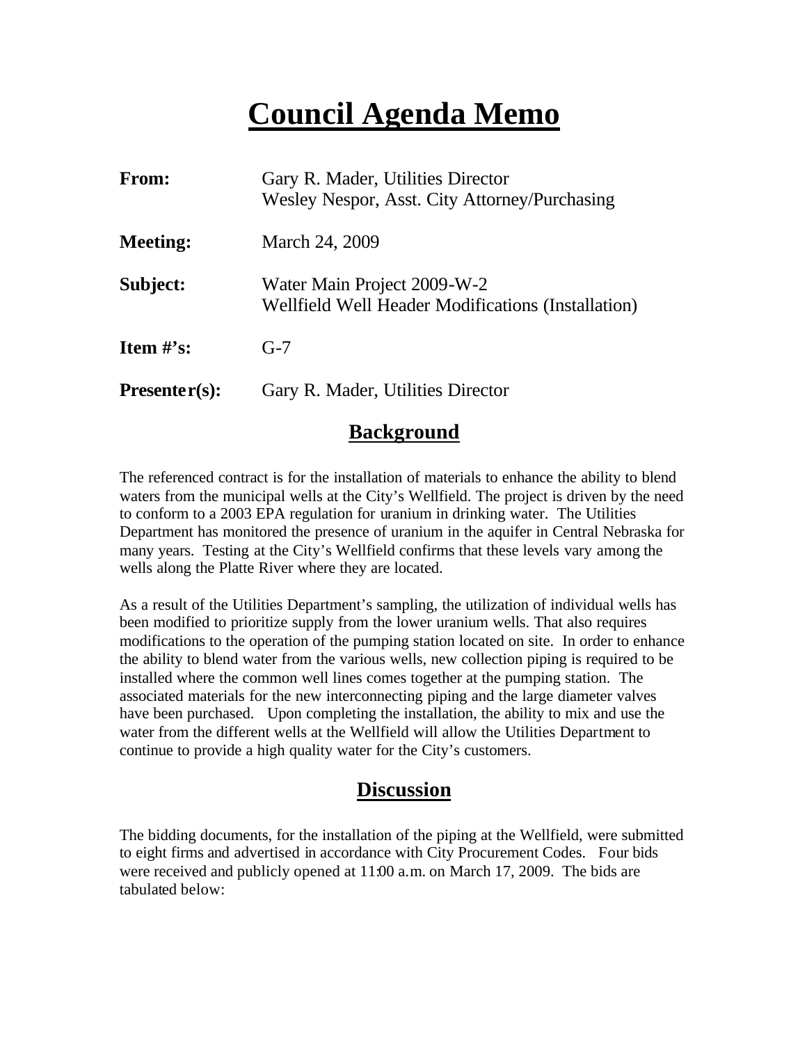# Council Agenda Memo

| | |
|---|---|
| **From:** | Gary R. Mader, Utilities Director<br>Wesley Nespor, Asst. City Attorney/Purchasing |
| **Meeting:** | March 24, 2009 |
| **Subject:** | Water Main Project 2009-W-2<br>Wellfield Well Header Modifications (Installation) |
| **Item #'s:** | G-7 |
| **Presenter(s):** | Gary R. Mader, Utilities Director |

## Background

The referenced contract is for the installation of materials to enhance the ability to blend waters from the municipal wells at the City's Wellfield. The project is driven by the need to conform to a 2003 EPA regulation for uranium in drinking water. The Utilities Department has monitored the presence of uranium in the aquifer in Central Nebraska for many years. Testing at the City's Wellfield confirms that these levels vary among the wells along the Platte River where they are located.

As a result of the Utilities Department's sampling, the utilization of individual wells has been modified to prioritize supply from the lower uranium wells. That also requires modifications to the operation of the pumping station located on site. In order to enhance the ability to blend water from the various wells, new collection piping is required to be installed where the common well lines comes together at the pumping station. The associated materials for the new interconnecting piping and the large diameter valves have been purchased. Upon completing the installation, the ability to mix and use the water from the different wells at the Wellfield will allow the Utilities Department to continue to provide a high quality water for the City's customers.

## Discussion

The bidding documents, for the installation of the piping at the Wellfield, were submitted to eight firms and advertised in accordance with City Procurement Codes. Four bids were received and publicly opened at 11:00 a.m. on March 17, 2009. The bids are tabulated below: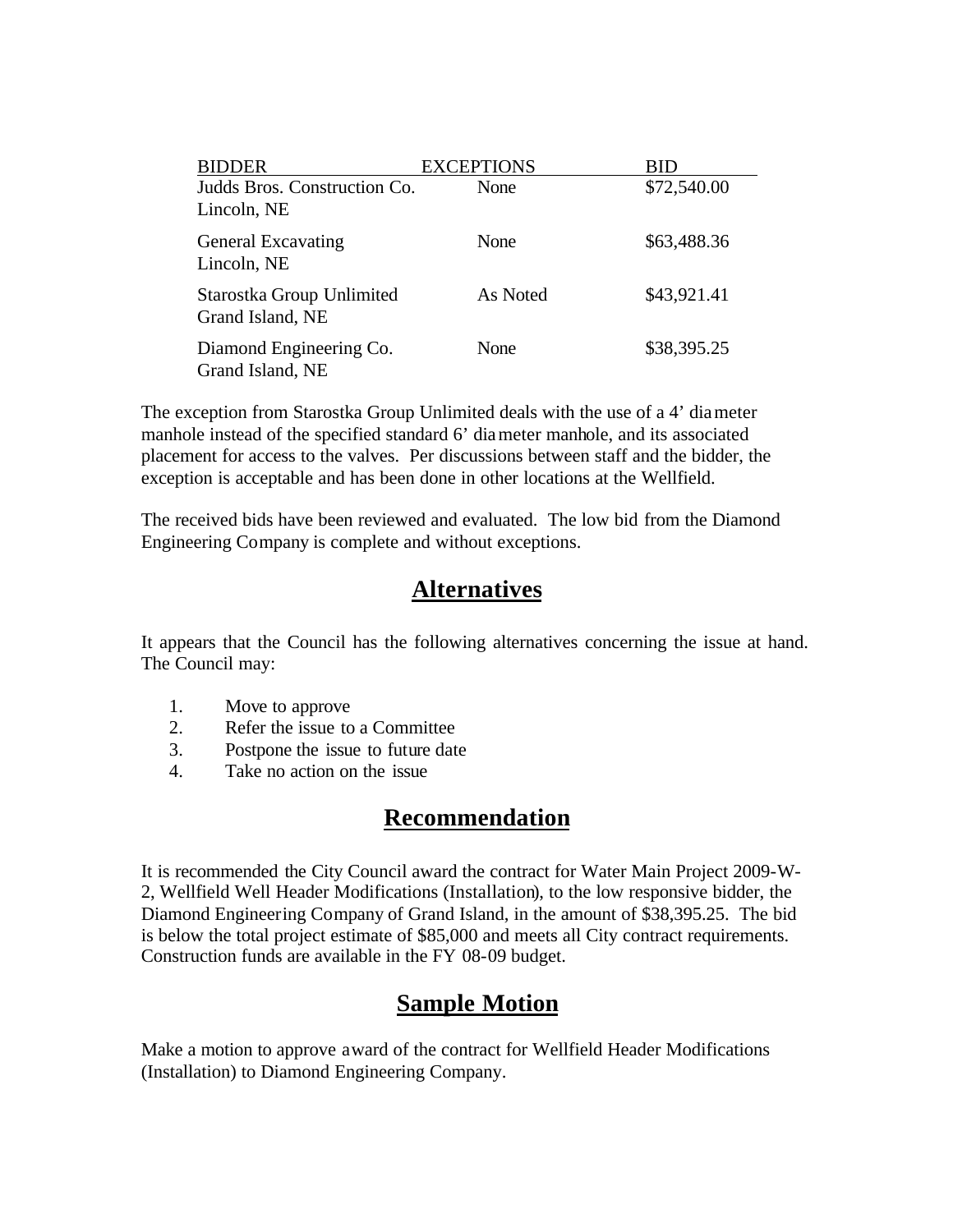| BIDDER | EXCEPTIONS | BID |
|---|---|---|
| Judds Bros. Construction Co.<br>Lincoln, NE | None | $72,540.00 |
| General Excavating<br>Lincoln, NE | None | $63,488.36 |
| Starostka Group Unlimited<br>Grand Island, NE | As Noted | $43,921.41 |
| Diamond Engineering Co.<br>Grand Island, NE | None | $38,395.25 |

The exception from Starostka Group Unlimited deals with the use of a 4' diameter manhole instead of the specified standard 6' diameter manhole, and its associated placement for access to the valves. Per discussions between staff and the bidder, the exception is acceptable and has been done in other locations at the Wellfield.

The received bids have been reviewed and evaluated. The low bid from the Diamond Engineering Company is complete and without exceptions.

## Alternatives

It appears that the Council has the following alternatives concerning the issue at hand. The Council may:

1. Move to approve
2. Refer the issue to a Committee
3. Postpone the issue to future date
4. Take no action on the issue

## Recommendation

It is recommended the City Council award the contract for Water Main Project 2009-W-2, Wellfield Well Header Modifications (Installation), to the low responsive bidder, the Diamond Engineering Company of Grand Island, in the amount of $38,395.25. The bid is below the total project estimate of $85,000 and meets all City contract requirements. Construction funds are available in the FY 08-09 budget.

## Sample Motion

Make a motion to approve award of the contract for Wellfield Header Modifications (Installation) to Diamond Engineering Company.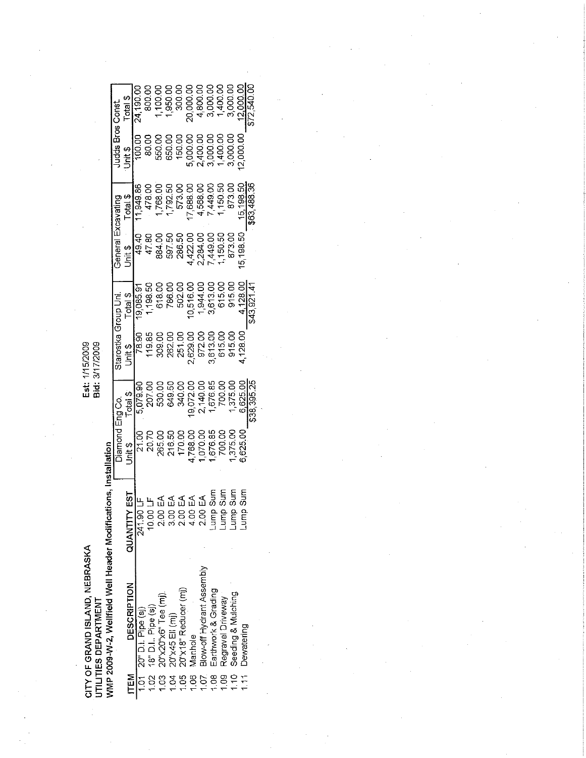CITY OF GRAND ISLAND, NEBRASKA
UTILITIES DEPARTMENT
WMP 2009-W-2, Wellfield Well Header Modifications, Installation

**Est:** 1/15/2009
**Bid:** 3/17/2009

| ITEM | DESCRIPTION | QUANTITY EST | | Diamond Eng Co. | | Starostka Group Unl. | | General Excavating | | Judds Bros Const. | |
|---|---|---|---|---|---|---|---|---|---|---|---|
| | | | | Unit $ | Total $ | Unit $ | Total $ | Unit $ | Total $ | Unit $ | Total $ |
| 1.01 | 20" D.I. Pipe (sj) | 241.90 | LF | 21.00 | 5,079.90 | 78.90 | 19,085.91 | 49.40 | 11,949.86 | 100.00 | 24,190.00 |
| 1.02 | 18" D.I.. Pipe (sj) | 10.00 | LF | 20.70 | 207.00 | 119.85 | 1,198.50 | 47.80 | 478.00 | 80.00 | 800.00 |
| 1.03 | 20"x20"x6" Tee (mj) | 2.00 | EA | 265.00 | 530.00 | 309.00 | 618.00 | 884.00 | 1,768.00 | 550.00 | 1,100.00 |
| 1.04 | 20"x45 Ell (mj) | 3.00 | EA | 216.50 | 649.50 | 262.00 | 786.00 | 597.50 | 1,792.50 | 650.00 | 1,950.00 |
| 1.05 | 20"x18" Reducer (mj) | 2.00 | EA | 170.00 | 340.00 | 251.00 | 502.00 | 286.50 | 573.00 | 150.00 | 300.00 |
| 1.06 | Manhole | 4.00 | EA | 4,768.00 | 19,072.00 | 2,629.00 | 10,516.00 | 4,422.00 | 17,688.00 | 5,000.00 | 20,000.00 |
| 1.07 | Blow-off Hydrant Assembly | 2.00 | EA | 1,070.00 | 2,140.00 | 972.00 | 1,944.00 | 2,284.00 | 4,568.00 | 2,400.00 | 4,800.00 |
| 1.08 | Earthwork & Grading | Lump Sum | | 1,676.85 | 1,676.85 | 3,613.00 | 3,613.00 | 7,449.00 | 7,449.00 | 3,000.00 | 3,000.00 |
| 1.09 | Regravel Driveway | Lump Sum | | 700.00 | 700.00 | 615.00 | 615.00 | 1,150.50 | 1,150.50 | 1,400.00 | 1,400.00 |
| 1.10 | Seeding & Mulching | Lump Sum | | 1,375.00 | 1,375.00 | 915.00 | 915.00 | 873.00 | 873.00 | 3,000.00 | 3,000.00 |
| 1.11 | Dewatering | Lump Sum | | 6,625.00 | 6,625.00 | 4,128.00 | 4,128.00 | 15,198.50 | 15,198.50 | 12,000.00 | 12,000.00 |
| | | | | | $38,395.25 | | $43,921.41 | | $63,488.36 | | $72,540.00 |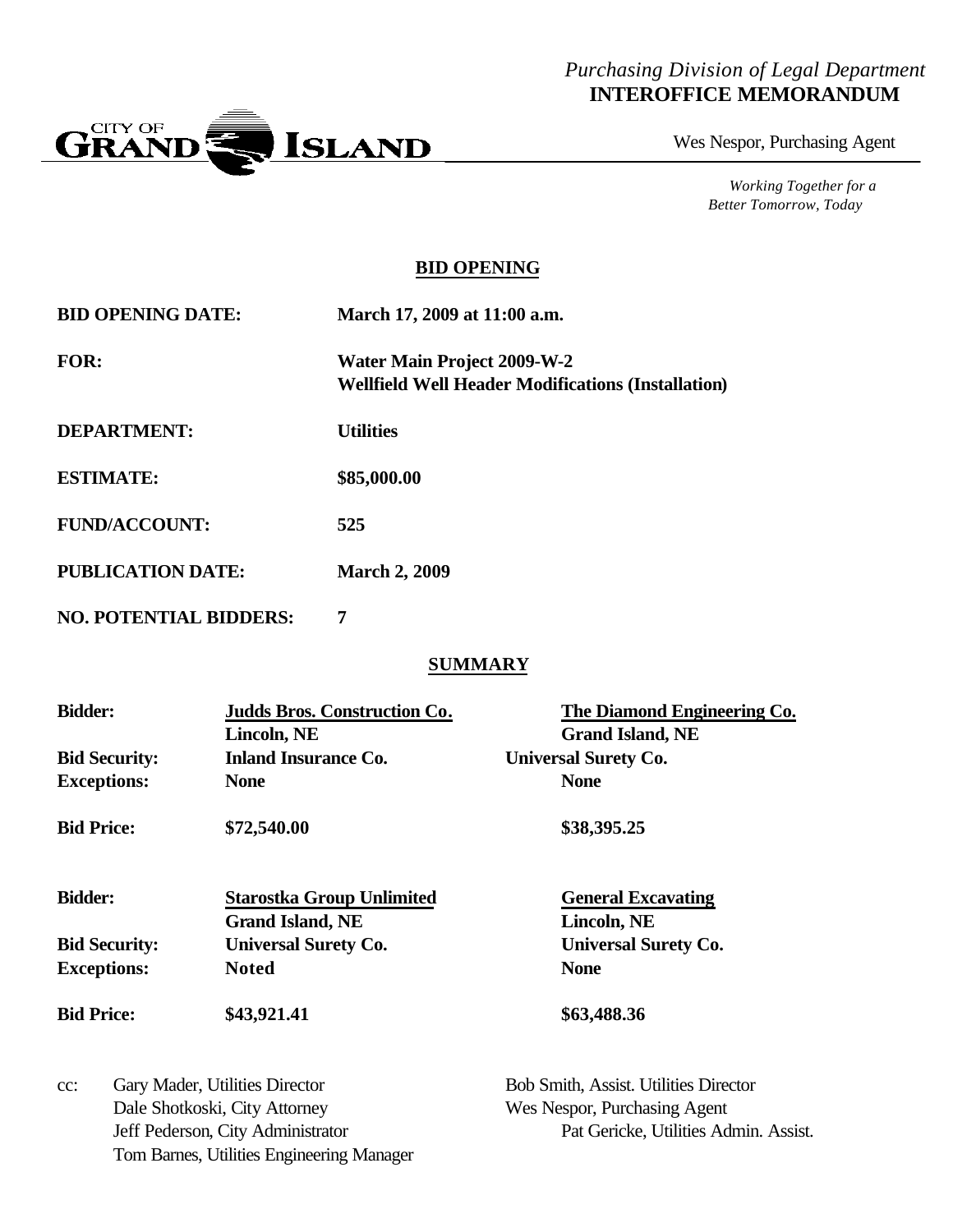*Purchasing Division of Legal Department*
**INTEROFFICE MEMORANDUM**

CITY OF GRAND ISLAND

Wes Nespor, Purchasing Agent

*Working Together for a Better Tomorrow, Today*

## BID OPENING

**BID OPENING DATE:** **March 17, 2009 at 11:00 a.m.**

**FOR:** **Water Main Project 2009-W-2**
**Wellfield Well Header Modifications (Installation)**

**DEPARTMENT:** **Utilities**

**ESTIMATE:** **$85,000.00**

**FUND/ACCOUNT:** **525**

**PUBLICATION DATE:** **March 2, 2009**

**NO. POTENTIAL BIDDERS:** **7**

## SUMMARY

| | | |
|---|---|---|
| **Bidder:** | **Judds Bros. Construction Co.** Lincoln, NE | **The Diamond Engineering Co.** Grand Island, NE |
| **Bid Security:** | **Inland Insurance Co.** | **Universal Surety Co.** |
| **Exceptions:** | **None** | **None** |
| **Bid Price:** | **$72,540.00** | **$38,395.25** |

| | | |
|---|---|---|
| **Bidder:** | **Starostka Group Unlimited** Grand Island, NE | **General Excavating** Lincoln, NE |
| **Bid Security:** | **Universal Surety Co.** | **Universal Surety Co.** |
| **Exceptions:** | **Noted** | **None** |
| **Bid Price:** | **$43,921.41** | **$63,488.36** |

cc: Gary Mader, Utilities Director
Dale Shotkoski, City Attorney
Jeff Pederson, City Administrator
Tom Barnes, Utilities Engineering Manager
Bob Smith, Assist. Utilities Director
Wes Nespor, Purchasing Agent
Pat Gericke, Utilities Admin. Assist.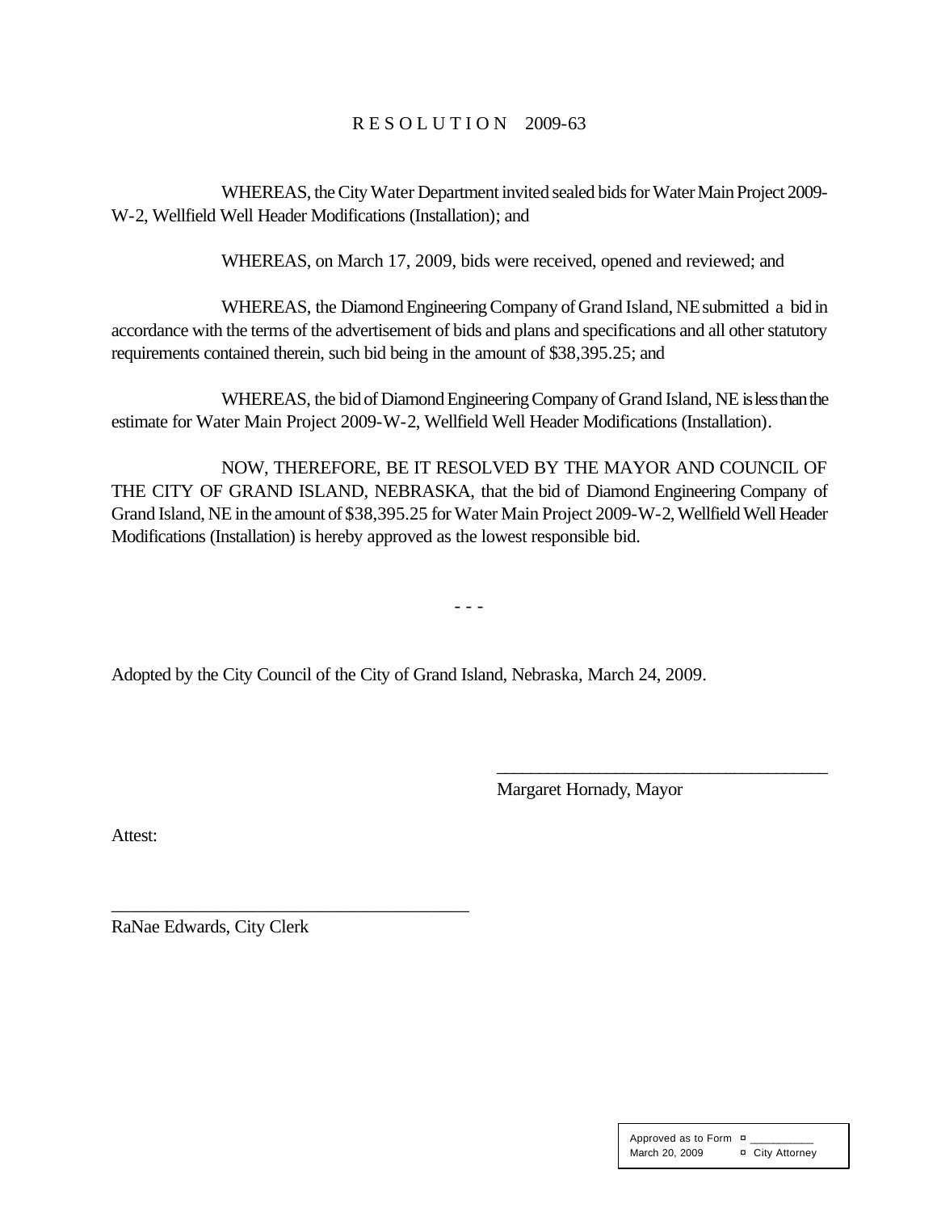# R E S O L U T I O N 2009-63

WHEREAS, the City Water Department invited sealed bids for Water Main Project 2009-W-2, Wellfield Well Header Modifications (Installation); and

WHEREAS, on March 17, 2009, bids were received, opened and reviewed; and

WHEREAS, the Diamond Engineering Company of Grand Island, NE submitted a bid in accordance with the terms of the advertisement of bids and plans and specifications and all other statutory requirements contained therein, such bid being in the amount of $38,395.25; and

WHEREAS, the bid of Diamond Engineering Company of Grand Island, NE is less than the estimate for Water Main Project 2009-W-2, Wellfield Well Header Modifications (Installation).

NOW, THEREFORE, BE IT RESOLVED BY THE MAYOR AND COUNCIL OF THE CITY OF GRAND ISLAND, NEBRASKA, that the bid of Diamond Engineering Company of Grand Island, NE in the amount of $38,395.25 for Water Main Project 2009-W-2, Wellfield Well Header Modifications (Installation) is hereby approved as the lowest responsible bid.

- - -

Adopted by the City Council of the City of Grand Island, Nebraska, March 24, 2009.

_____________________________________
Margaret Hornady, Mayor

Attest:

_____________________________________
RaNae Edwards, City Clerk

| | |
|---|---|
| Approved as to Form ¤ | ___________ |
| March 20, 2009 | ¤ City Attorney |